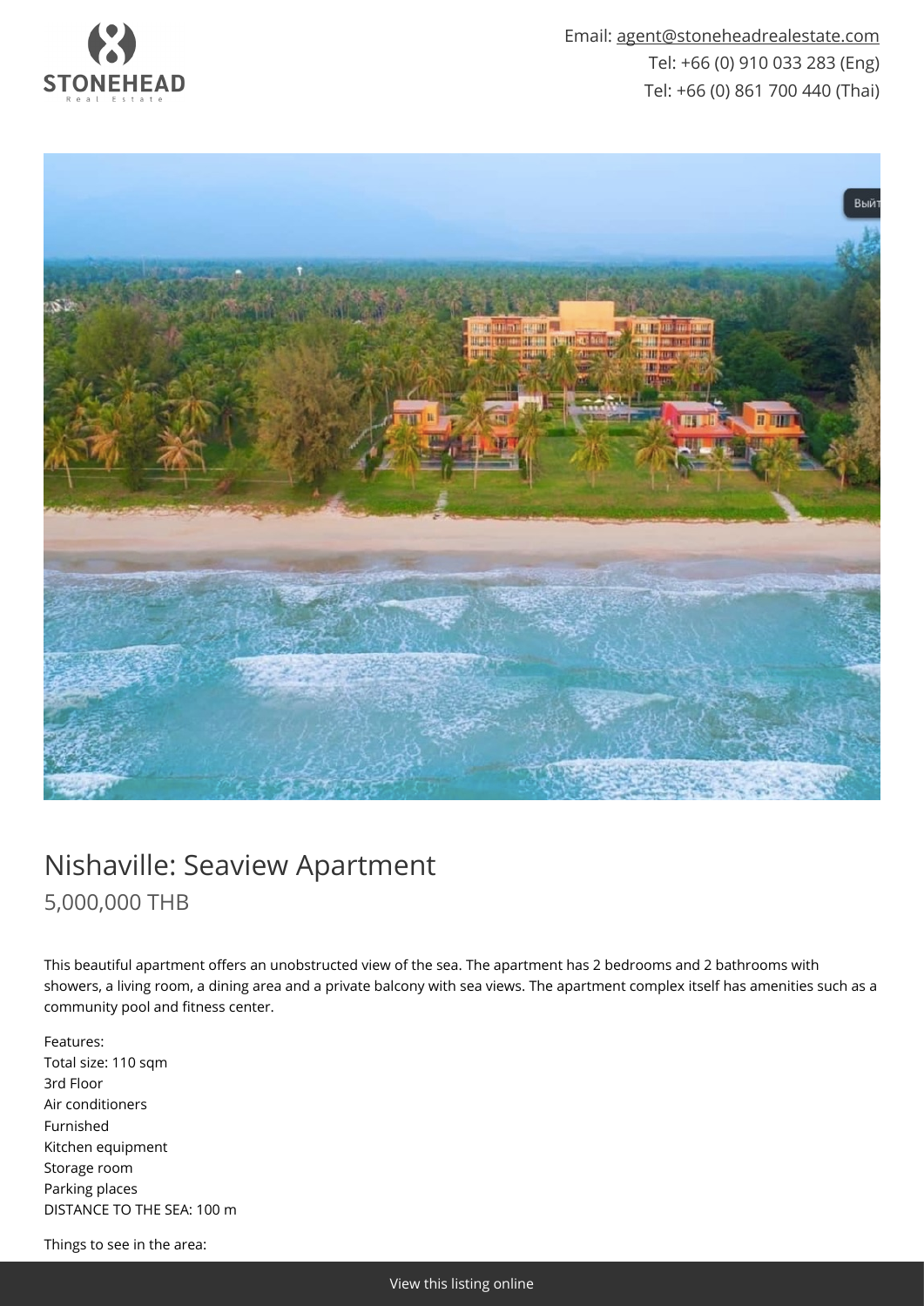Email: agent@stoneheadrealestate.com
Tel: +66 (0) 910 033 283 (Eng)
Tel: +66 (0) 861 700 440 (Thai)

# Nishaville: Seaview Apartment

## 5,000,000 THB

This beautiful apartment offers an unobstructed view of the sea. The apartment has 2 bedrooms and 2 bathrooms with showers, a living room, a dining area and a private balcony with sea views. The apartment complex itself has amenities such as a community pool and fitness center.

Features:
Total size: 110 sqm
3rd Floor
Air conditioners
Furnished
Kitchen equipment
Storage room
Parking places
DISTANCE TO THE SEA: 100 m

Things to see in the area:

View this listing online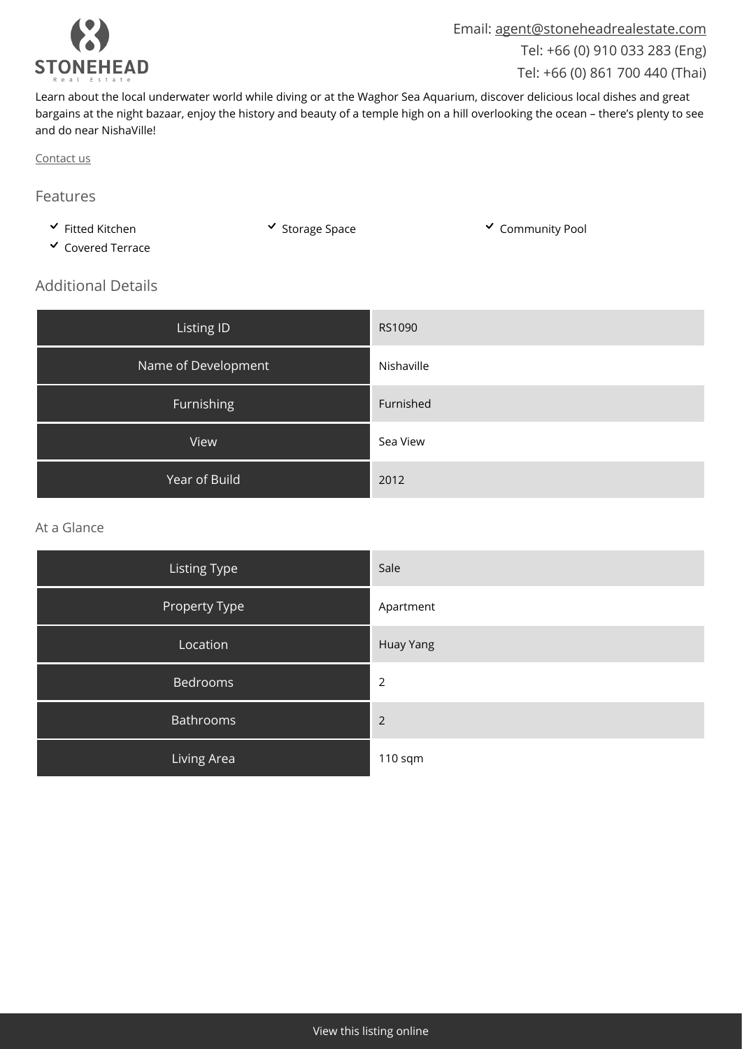Learn about the local underwater world while diving or at the Waghor Sea Aquarium, discover delicious local dishes and great bargains at the night bazaar, enjoy the history and beauty of a temple high on a hill overlooking the ocean – there's plenty to see and do near NishaVille!

Contact us

## Features

- Fitted Kitchen
- Storage Space
- Community Pool
- Covered Terrace

## Additional Details

| | |
|---|---|
| Listing ID | RS1090 |
| Name of Development | Nishaville |
| Furnishing | Furnished |
| View | Sea View |
| Year of Build | 2012 |

### At a Glance

| | |
|---|---|
| Listing Type | Sale |
| Property Type | Apartment |
| Location | Huay Yang |
| Bedrooms | 2 |
| Bathrooms | 2 |
| Living Area | 110 sqm |

View this listing online